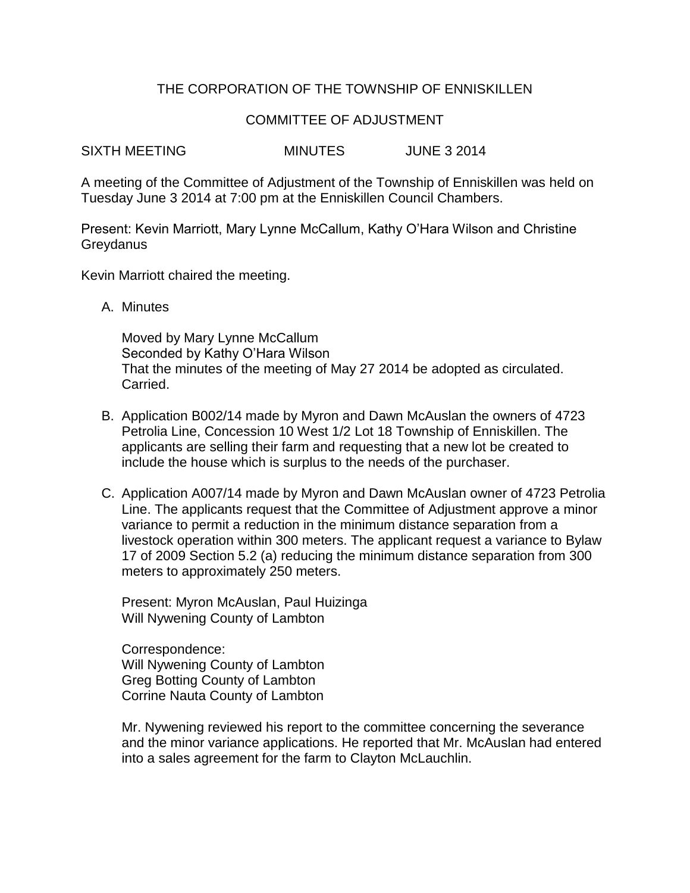# THE CORPORATION OF THE TOWNSHIP OF ENNISKILLEN

## COMMITTEE OF ADJUSTMENT

SIXTH MEETING MINUTES JUNE 3 2014

A meeting of the Committee of Adjustment of the Township of Enniskillen was held on Tuesday June 3 2014 at 7:00 pm at the Enniskillen Council Chambers.

Present: Kevin Marriott, Mary Lynne McCallum, Kathy O'Hara Wilson and Christine Greydanus

Kevin Marriott chaired the meeting.

A. Minutes

   Moved by Mary Lynne McCallum
   Seconded by Kathy O'Hara Wilson
   That the minutes of the meeting of May 27 2014 be adopted as circulated.
   Carried.

B. Application B002/14 made by Myron and Dawn McAuslan the owners of 4723 Petrolia Line, Concession 10 West 1/2 Lot 18 Township of Enniskillen. The applicants are selling their farm and requesting that a new lot be created to include the house which is surplus to the needs of the purchaser.

C. Application A007/14 made by Myron and Dawn McAuslan owner of 4723 Petrolia Line. The applicants request that the Committee of Adjustment approve a minor variance to permit a reduction in the minimum distance separation from a livestock operation within 300 meters. The applicant request a variance to Bylaw 17 of 2009 Section 5.2 (a) reducing the minimum distance separation from 300 meters to approximately 250 meters.

   Present: Myron McAuslan, Paul Huizinga
   Will Nywening County of Lambton

   Correspondence:
   Will Nywening County of Lambton
   Greg Botting County of Lambton
   Corrine Nauta County of Lambton

   Mr. Nywening reviewed his report to the committee concerning the severance and the minor variance applications. He reported that Mr. McAuslan had entered into a sales agreement for the farm to Clayton McLauchlin.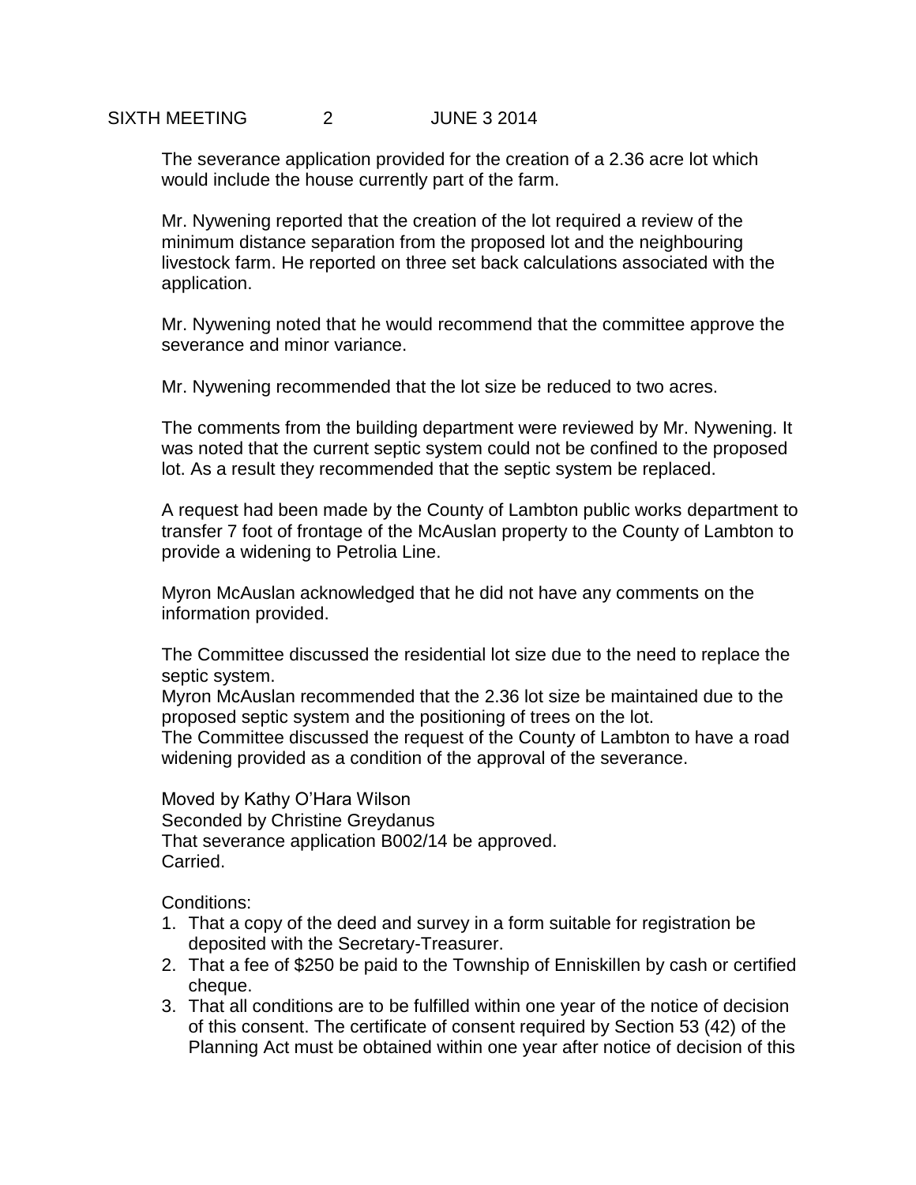The severance application provided for the creation of a 2.36 acre lot which would include the house currently part of the farm.

Mr. Nywening reported that the creation of the lot required a review of the minimum distance separation from the proposed lot and the neighbouring livestock farm. He reported on three set back calculations associated with the application.

Mr. Nywening noted that he would recommend that the committee approve the severance and minor variance.

Mr. Nywening recommended that the lot size be reduced to two acres.

The comments from the building department were reviewed by Mr. Nywening. It was noted that the current septic system could not be confined to the proposed lot. As a result they recommended that the septic system be replaced.

A request had been made by the County of Lambton public works department to transfer 7 foot of frontage of the McAuslan property to the County of Lambton to provide a widening to Petrolia Line.

Myron McAuslan acknowledged that he did not have any comments on the information provided.

The Committee discussed the residential lot size due to the need to replace the septic system.
Myron McAuslan recommended that the 2.36 lot size be maintained due to the proposed septic system and the positioning of trees on the lot.
The Committee discussed the request of the County of Lambton to have a road widening provided as a condition of the approval of the severance.

Moved by Kathy O'Hara Wilson
Seconded by Christine Greydanus
That severance application B002/14 be approved.
Carried.

Conditions:

1. That a copy of the deed and survey in a form suitable for registration be deposited with the Secretary-Treasurer.
2. That a fee of $250 be paid to the Township of Enniskillen by cash or certified cheque.
3. That all conditions are to be fulfilled within one year of the notice of decision of this consent. The certificate of consent required by Section 53 (42) of the Planning Act must be obtained within one year after notice of decision of this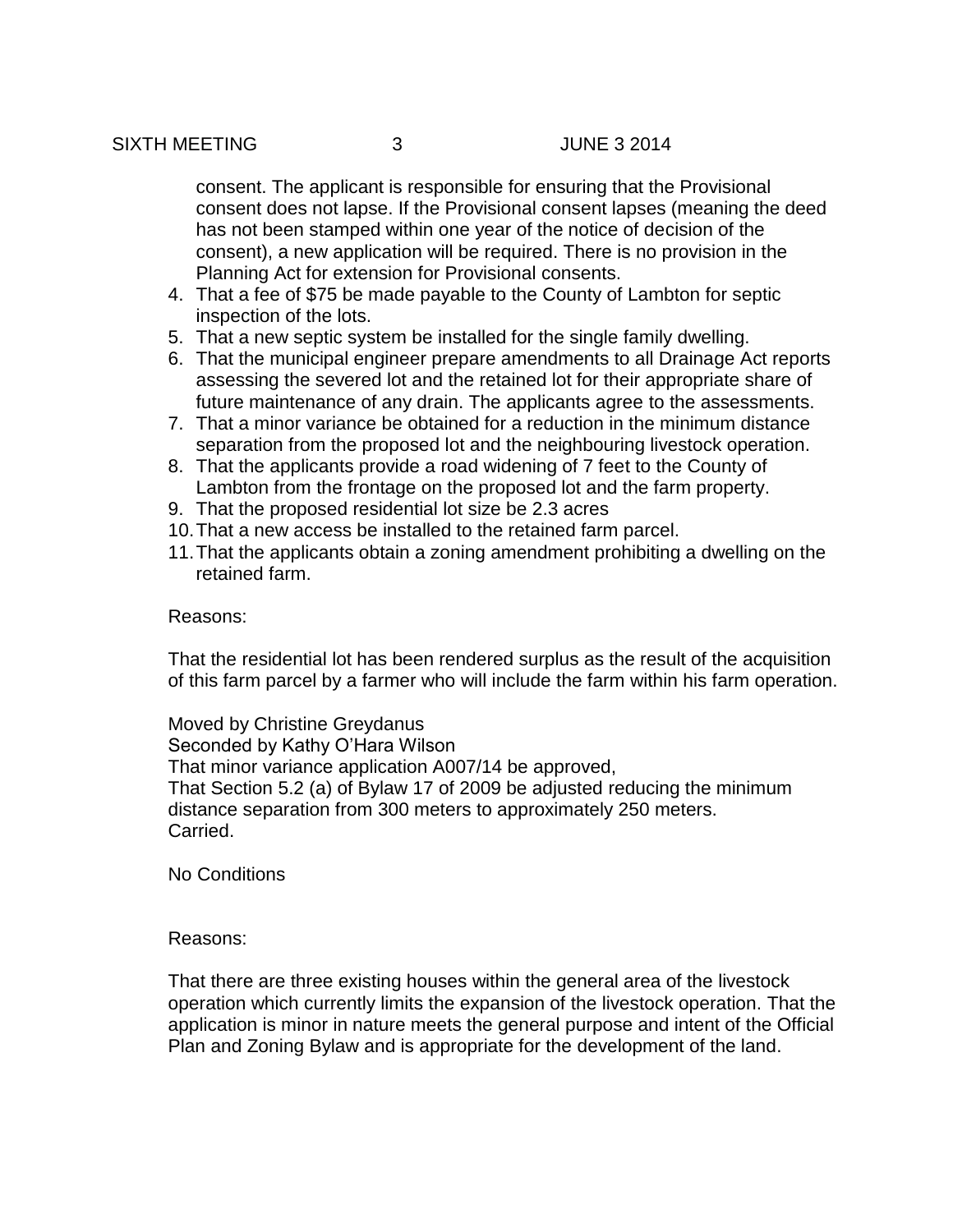consent. The applicant is responsible for ensuring that the Provisional consent does not lapse. If the Provisional consent lapses (meaning the deed has not been stamped within one year of the notice of decision of the consent), a new application will be required. There is no provision in the Planning Act for extension for Provisional consents.

4. That a fee of $75 be made payable to the County of Lambton for septic inspection of the lots.
5. That a new septic system be installed for the single family dwelling.
6. That the municipal engineer prepare amendments to all Drainage Act reports assessing the severed lot and the retained lot for their appropriate share of future maintenance of any drain. The applicants agree to the assessments.
7. That a minor variance be obtained for a reduction in the minimum distance separation from the proposed lot and the neighbouring livestock operation.
8. That the applicants provide a road widening of 7 feet to the County of Lambton from the frontage on the proposed lot and the farm property.
9. That the proposed residential lot size be 2.3 acres
10. That a new access be installed to the retained farm parcel.
11. That the applicants obtain a zoning amendment prohibiting a dwelling on the retained farm.

Reasons:

That the residential lot has been rendered surplus as the result of the acquisition of this farm parcel by a farmer who will include the farm within his farm operation.

Moved by Christine Greydanus
Seconded by Kathy O'Hara Wilson
That minor variance application A007/14 be approved,
That Section 5.2 (a) of Bylaw 17 of 2009 be adjusted reducing the minimum distance separation from 300 meters to approximately 250 meters.
Carried.

No Conditions

Reasons:

That there are three existing houses within the general area of the livestock operation which currently limits the expansion of the livestock operation. That the application is minor in nature meets the general purpose and intent of the Official Plan and Zoning Bylaw and is appropriate for the development of the land.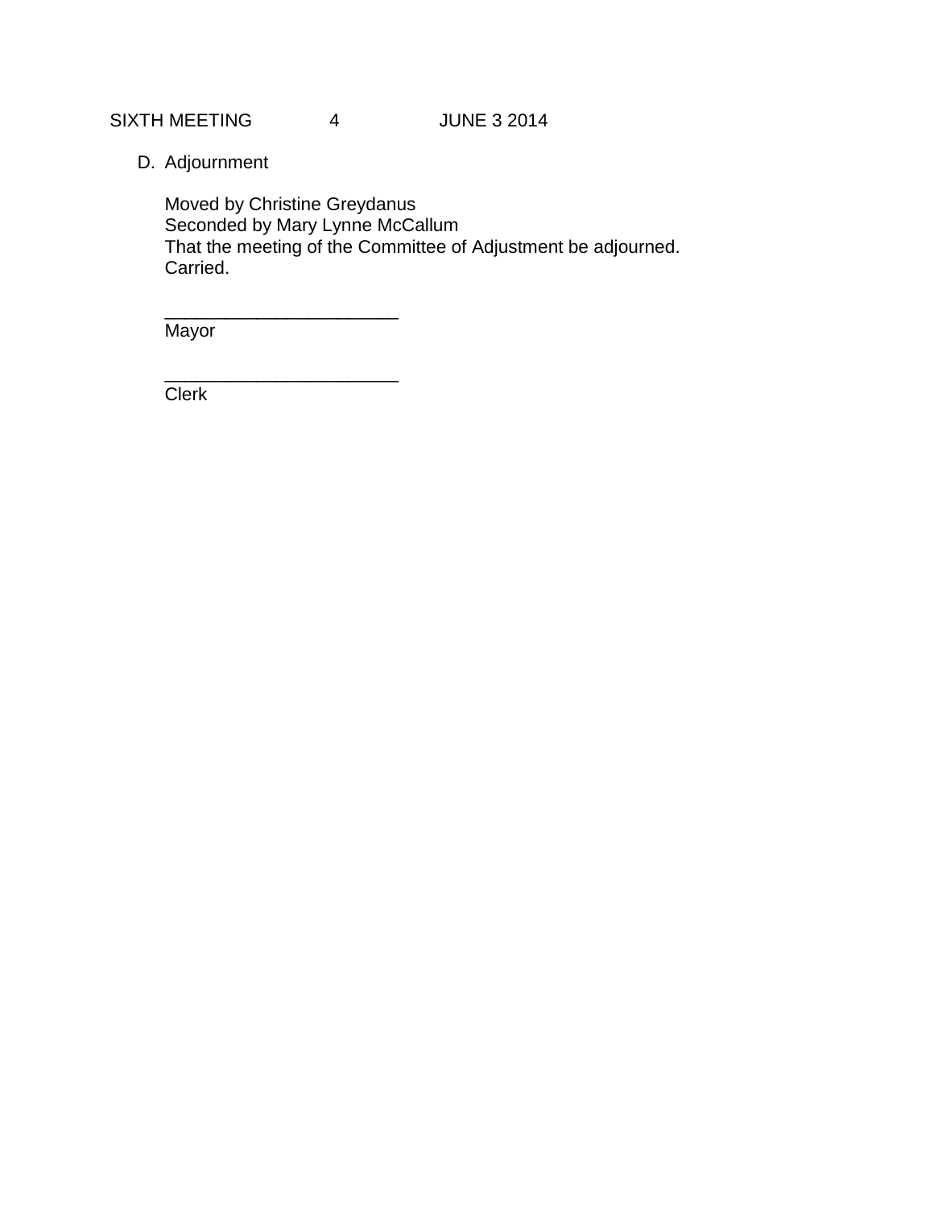D. Adjournment

Moved by Christine Greydanus
Seconded by Mary Lynne McCallum
That the meeting of the Committee of Adjustment be adjourned.
Carried.

_______________________
Mayor

_______________________
Clerk